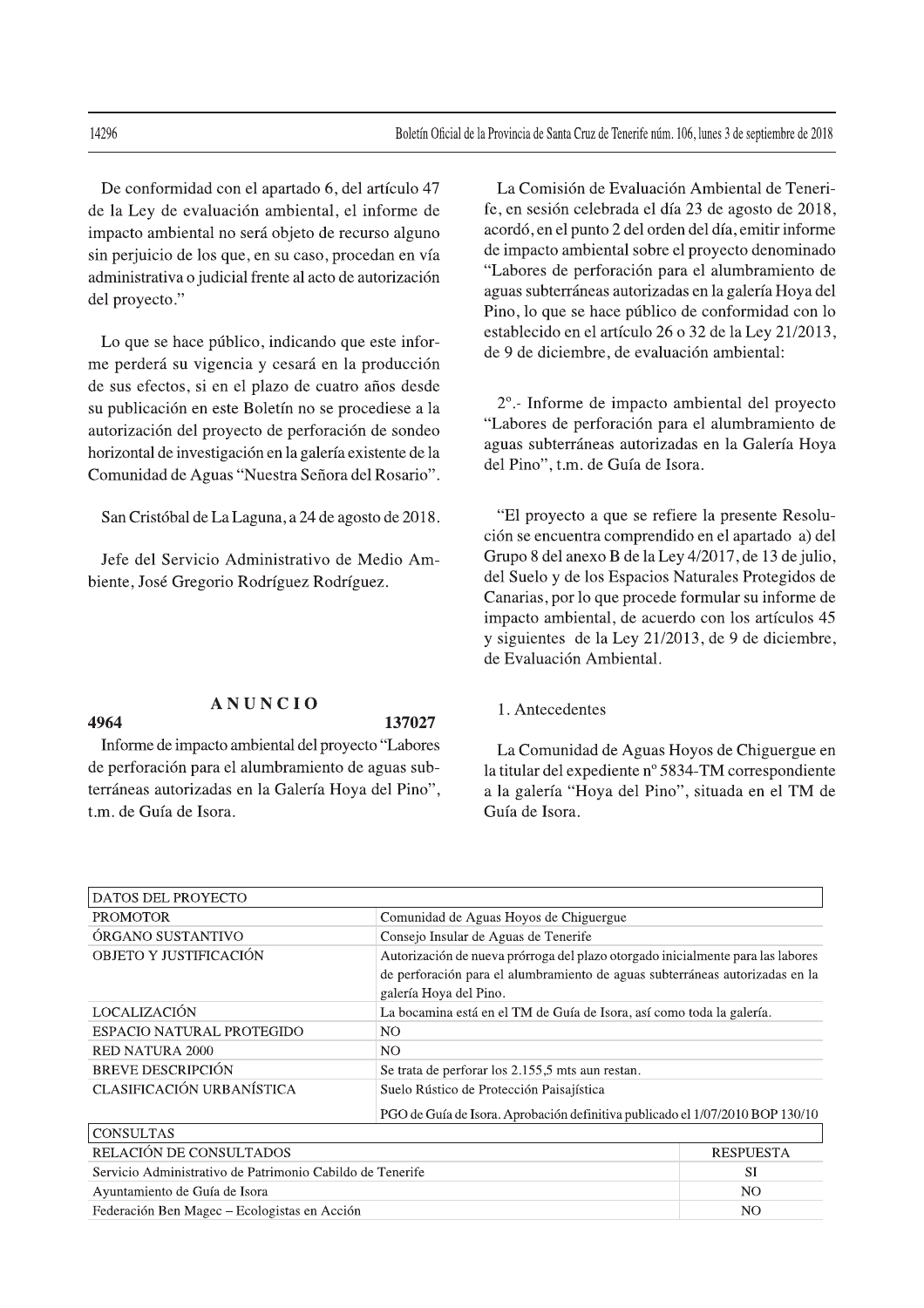De conformidad con el apartado 6, del artículo 47 de la Ley de evaluación ambiental, el informe de impacto ambiental no será objeto de recurso alguno sin perjuicio de los que, en su caso, procedan en vía administrativa o judicial frente al acto de autorización del proyecto."

Lo que se hace público, indicando que este informe perderá su vigencia y cesará en la producción de sus efectos, si en el plazo de cuatro años desde su publicación en este Boletín no se procediese a la autorización del proyecto de perforación de sondeo horizontal de investigación en la galería existente de la Comunidad de Aguas "Nuestra Señora del Rosario".

San Cristóbal de La Laguna, a 24 de agosto de 2018.

Jefe del Servicio Administrativo de Medio Ambiente, José Gregorio Rodríguez Rodríguez.

## ANUNCIO

**4964** **137027**

Informe de impacto ambiental del proyecto "Labores de perforación para el alumbramiento de aguas subterráneas autorizadas en la Galería Hoya del Pino", t.m. de Guía de Isora.

La Comisión de Evaluación Ambiental de Tenerife, en sesión celebrada el día 23 de agosto de 2018, acordó, en el punto 2 del orden del día, emitir informe de impacto ambiental sobre el proyecto denominado "Labores de perforación para el alumbramiento de aguas subterráneas autorizadas en la galería Hoya del Pino, lo que se hace público de conformidad con lo establecido en el artículo 26 o 32 de la Ley 21/2013, de 9 de diciembre, de evaluación ambiental:

2º.- Informe de impacto ambiental del proyecto "Labores de perforación para el alumbramiento de aguas subterráneas autorizadas en la Galería Hoya del Pino", t.m. de Guía de Isora.

"El proyecto a que se refiere la presente Resolución se encuentra comprendido en el apartado a) del Grupo 8 del anexo B de la Ley 4/2017, de 13 de julio, del Suelo y de los Espacios Naturales Protegidos de Canarias, por lo que procede formular su informe de impacto ambiental, de acuerdo con los artículos 45 y siguientes de la Ley 21/2013, de 9 de diciembre, de Evaluación Ambiental.

1. Antecedentes

La Comunidad de Aguas Hoyos de Chiguergue en la titular del expediente nº 5834-TM correspondiente a la galería "Hoya del Pino", situada en el TM de Guía de Isora.

| DATOS DEL PROYECTO | |
|---|---|
| PROMOTOR | Comunidad de Aguas Hoyos de Chiguergue |
| ÓRGANO SUSTANTIVO | Consejo Insular de Aguas de Tenerife |
| OBJETO Y JUSTIFICACIÓN | Autorización de nueva prórroga del plazo otorgado inicialmente para las labores de perforación para el alumbramiento de aguas subterráneas autorizadas en la galería Hoya del Pino. |
| LOCALIZACIÓN | La bocamina está en el TM de Guía de Isora, así como toda la galería. |
| ESPACIO NATURAL PROTEGIDO | NO |
| RED NATURA 2000 | NO |
| BREVE DESCRIPCIÓN | Se trata de perforar los 2.155,5 mts aun restan. |
| CLASIFICACIÓN URBANÍSTICA | Suelo Rústico de Protección Paisajística<br>PGO de Guía de Isora. Aprobación definitiva publicado el 1/07/2010 BOP 130/10 |

| CONSULTAS | |
|---|---|
| RELACIÓN DE CONSULTADOS | RESPUESTA |
| Servicio Administrativo de Patrimonio Cabildo de Tenerife | SI |
| Ayuntamiento de Guía de Isora | NO |
| Federación Ben Magec – Ecologistas en Acción | NO |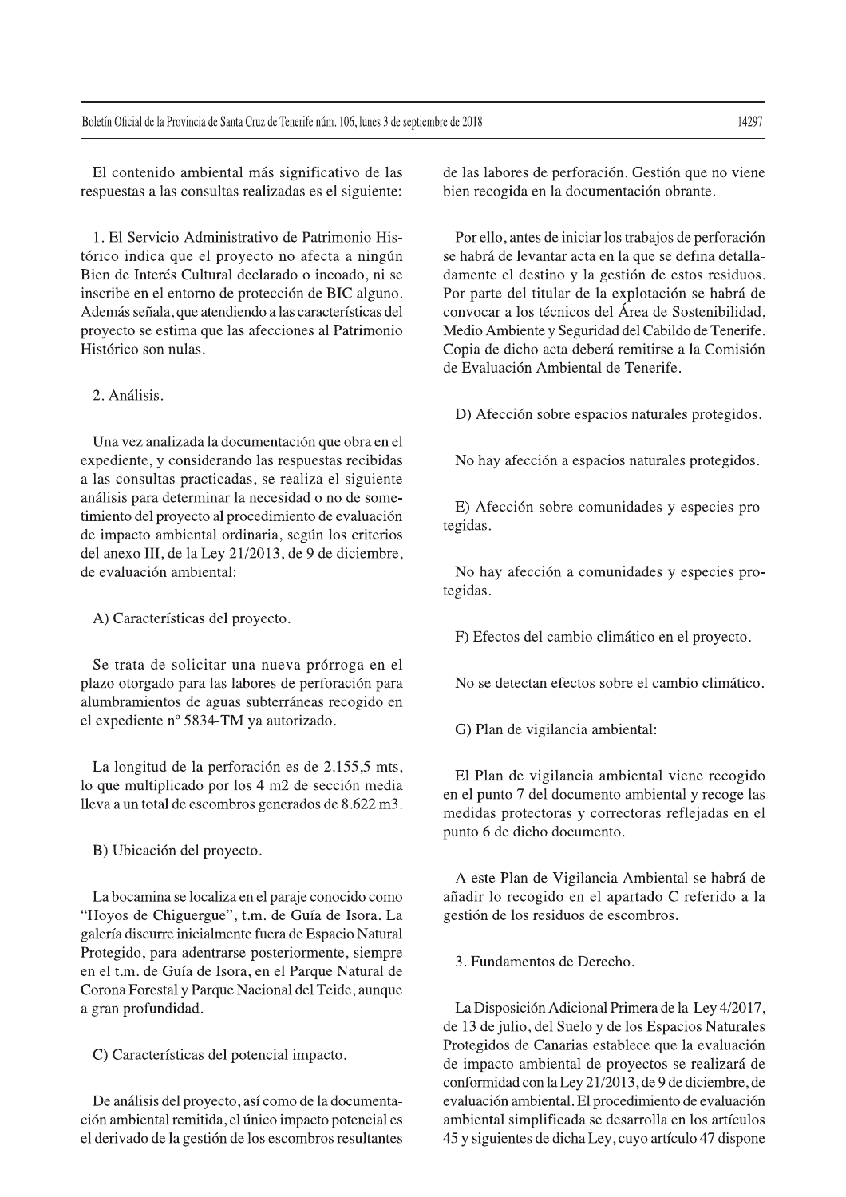El contenido ambiental más significativo de las respuestas a las consultas realizadas es el siguiente:

1. El Servicio Administrativo de Patrimonio Histórico indica que el proyecto no afecta a ningún Bien de Interés Cultural declarado o incoado, ni se inscribe en el entorno de protección de BIC alguno. Además señala, que atendiendo a las características del proyecto se estima que las afecciones al Patrimonio Histórico son nulas.

2. Análisis.

Una vez analizada la documentación que obra en el expediente, y considerando las respuestas recibidas a las consultas practicadas, se realiza el siguiente análisis para determinar la necesidad o no de sometimiento del proyecto al procedimiento de evaluación de impacto ambiental ordinaria, según los criterios del anexo III, de la Ley 21/2013, de 9 de diciembre, de evaluación ambiental:

A) Características del proyecto.

Se trata de solicitar una nueva prórroga en el plazo otorgado para las labores de perforación para alumbramientos de aguas subterráneas recogido en el expediente nº 5834-TM ya autorizado.

La longitud de la perforación es de 2.155,5 mts, lo que multiplicado por los 4 m2 de sección media lleva a un total de escombros generados de 8.622 m3.

B) Ubicación del proyecto.

La bocamina se localiza en el paraje conocido como "Hoyos de Chiguergue", t.m. de Guía de Isora. La galería discurre inicialmente fuera de Espacio Natural Protegido, para adentrarse posteriormente, siempre en el t.m. de Guía de Isora, en el Parque Natural de Corona Forestal y Parque Nacional del Teide, aunque a gran profundidad.

C) Características del potencial impacto.

De análisis del proyecto, así como de la documentación ambiental remitida, el único impacto potencial es el derivado de la gestión de los escombros resultantes de las labores de perforación. Gestión que no viene bien recogida en la documentación obrante.

Por ello, antes de iniciar los trabajos de perforación se habrá de levantar acta en la que se defina detalladamente el destino y la gestión de estos residuos. Por parte del titular de la explotación se habrá de convocar a los técnicos del Área de Sostenibilidad, Medio Ambiente y Seguridad del Cabildo de Tenerife. Copia de dicho acta deberá remitirse a la Comisión de Evaluación Ambiental de Tenerife.

D) Afección sobre espacios naturales protegidos.

No hay afección a espacios naturales protegidos.

E) Afección sobre comunidades y especies protegidas.

No hay afección a comunidades y especies protegidas.

F) Efectos del cambio climático en el proyecto.

No se detectan efectos sobre el cambio climático.

G) Plan de vigilancia ambiental:

El Plan de vigilancia ambiental viene recogido en el punto 7 del documento ambiental y recoge las medidas protectoras y correctoras reflejadas en el punto 6 de dicho documento.

A este Plan de Vigilancia Ambiental se habrá de añadir lo recogido en el apartado C referido a la gestión de los residuos de escombros.

3. Fundamentos de Derecho.

La Disposición Adicional Primera de la Ley 4/2017, de 13 de julio, del Suelo y de los Espacios Naturales Protegidos de Canarias establece que la evaluación de impacto ambiental de proyectos se realizará de conformidad con la Ley 21/2013, de 9 de diciembre, de evaluación ambiental. El procedimiento de evaluación ambiental simplificada se desarrolla en los artículos 45 y siguientes de dicha Ley, cuyo artículo 47 dispone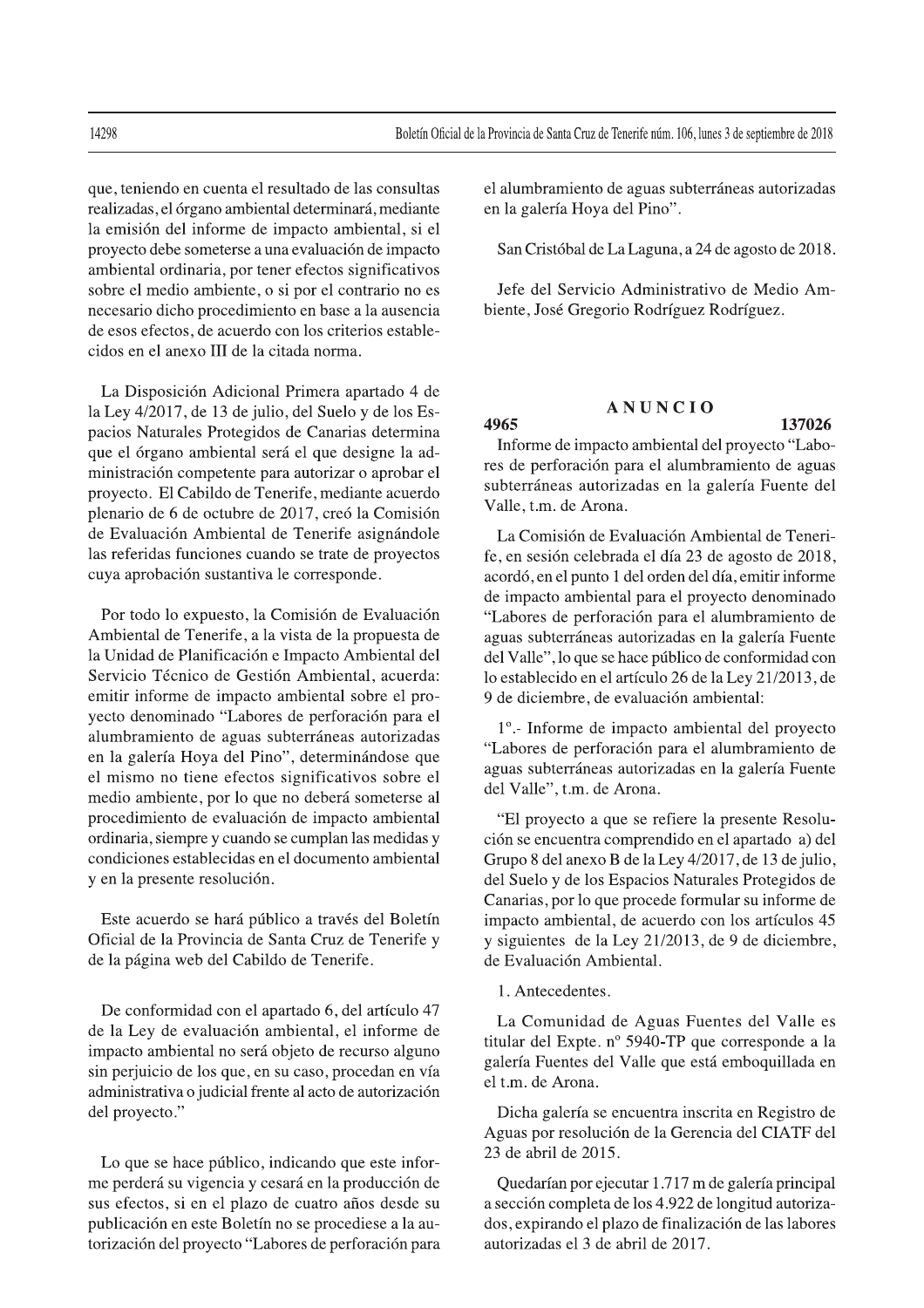que, teniendo en cuenta el resultado de las consultas realizadas, el órgano ambiental determinará, mediante la emisión del informe de impacto ambiental, si el proyecto debe someterse a una evaluación de impacto ambiental ordinaria, por tener efectos significativos sobre el medio ambiente, o si por el contrario no es necesario dicho procedimiento en base a la ausencia de esos efectos, de acuerdo con los criterios establecidos en el anexo III de la citada norma.

La Disposición Adicional Primera apartado 4 de la Ley 4/2017, de 13 de julio, del Suelo y de los Espacios Naturales Protegidos de Canarias determina que el órgano ambiental será el que designe la administración competente para autorizar o aprobar el proyecto. El Cabildo de Tenerife, mediante acuerdo plenario de 6 de octubre de 2017, creó la Comisión de Evaluación Ambiental de Tenerife asignándole las referidas funciones cuando se trate de proyectos cuya aprobación sustantiva le corresponde.

Por todo lo expuesto, la Comisión de Evaluación Ambiental de Tenerife, a la vista de la propuesta de la Unidad de Planificación e Impacto Ambiental del Servicio Técnico de Gestión Ambiental, acuerda: emitir informe de impacto ambiental sobre el proyecto denominado "Labores de perforación para el alumbramiento de aguas subterráneas autorizadas en la galería Hoya del Pino", determinándose que el mismo no tiene efectos significativos sobre el medio ambiente, por lo que no deberá someterse al procedimiento de evaluación de impacto ambiental ordinaria, siempre y cuando se cumplan las medidas y condiciones establecidas en el documento ambiental y en la presente resolución.

Este acuerdo se hará público a través del Boletín Oficial de la Provincia de Santa Cruz de Tenerife y de la página web del Cabildo de Tenerife.

De conformidad con el apartado 6, del artículo 47 de la Ley de evaluación ambiental, el informe de impacto ambiental no será objeto de recurso alguno sin perjuicio de los que, en su caso, procedan en vía administrativa o judicial frente al acto de autorización del proyecto."

Lo que se hace público, indicando que este informe perderá su vigencia y cesará en la producción de sus efectos, si en el plazo de cuatro años desde su publicación en este Boletín no se procediese a la autorización del proyecto "Labores de perforación para el alumbramiento de aguas subterráneas autorizadas en la galería Hoya del Pino".

San Cristóbal de La Laguna, a 24 de agosto de 2018.

Jefe del Servicio Administrativo de Medio Ambiente, José Gregorio Rodríguez Rodríguez.

## ANUNCIO

**4965** **137026**

Informe de impacto ambiental del proyecto "Labores de perforación para el alumbramiento de aguas subterráneas autorizadas en la galería Fuente del Valle, t.m. de Arona.

La Comisión de Evaluación Ambiental de Tenerife, en sesión celebrada el día 23 de agosto de 2018, acordó, en el punto 1 del orden del día, emitir informe de impacto ambiental para el proyecto denominado "Labores de perforación para el alumbramiento de aguas subterráneas autorizadas en la galería Fuente del Valle", lo que se hace público de conformidad con lo establecido en el artículo 26 de la Ley 21/2013, de 9 de diciembre, de evaluación ambiental:

1º.- Informe de impacto ambiental del proyecto "Labores de perforación para el alumbramiento de aguas subterráneas autorizadas en la galería Fuente del Valle", t.m. de Arona.

"El proyecto a que se refiere la presente Resolución se encuentra comprendido en el apartado a) del Grupo 8 del anexo B de la Ley 4/2017, de 13 de julio, del Suelo y de los Espacios Naturales Protegidos de Canarias, por lo que procede formular su informe de impacto ambiental, de acuerdo con los artículos 45 y siguientes de la Ley 21/2013, de 9 de diciembre, de Evaluación Ambiental.

1. Antecedentes.

La Comunidad de Aguas Fuentes del Valle es titular del Expte. nº 5940-TP que corresponde a la galería Fuentes del Valle que está emboquillada en el t.m. de Arona.

Dicha galería se encuentra inscrita en Registro de Aguas por resolución de la Gerencia del CIATF del 23 de abril de 2015.

Quedarían por ejecutar 1.717 m de galería principal a sección completa de los 4.922 de longitud autorizados, expirando el plazo de finalización de las labores autorizadas el 3 de abril de 2017.